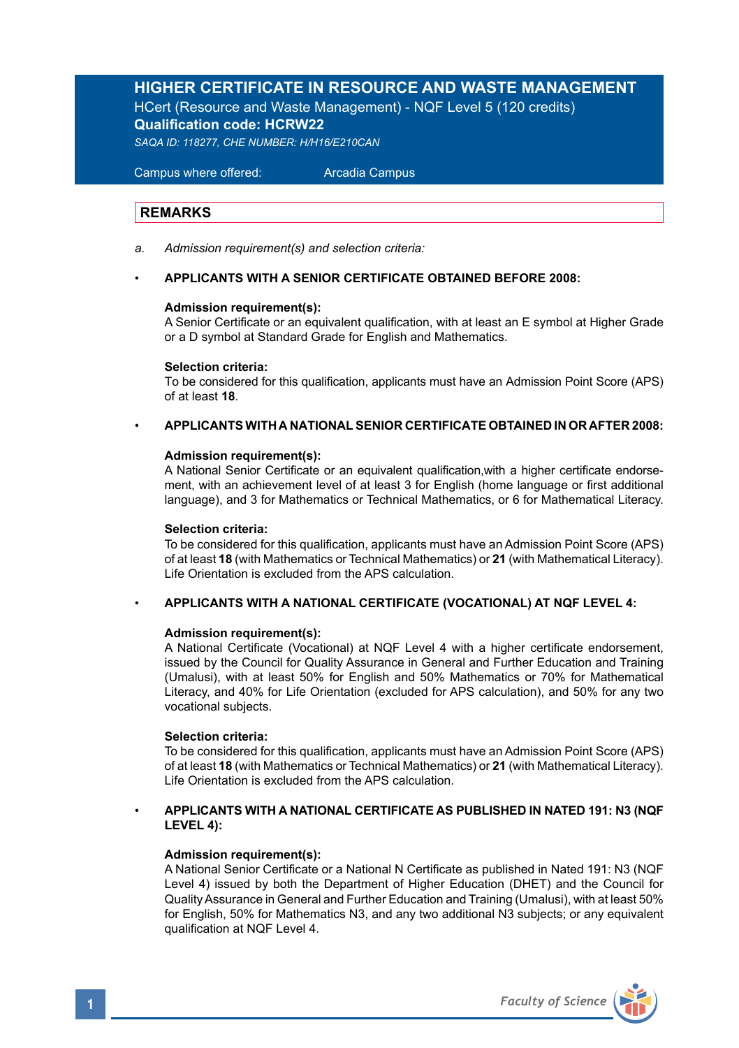# HIGHER CERTIFICATE IN RESOURCE AND WASTE MANAGEMENT

HCert (Resource and Waste Management) - NQF Level 5 (120 credits)

**Qualification code: HCRW22**

*SAQA ID: 118277, CHE NUMBER: H/H16/E210CAN*

Campus where offered: Arcadia Campus

## REMARKS

a. *Admission requirement(s) and selection criteria:*

- **APPLICANTS WITH A SENIOR CERTIFICATE OBTAINED BEFORE 2008:**

  **Admission requirement(s):**
  A Senior Certificate or an equivalent qualification, with at least an E symbol at Higher Grade or a D symbol at Standard Grade for English and Mathematics.

  **Selection criteria:**
  To be considered for this qualification, applicants must have an Admission Point Score (APS) of at least **18**.

- **APPLICANTS WITH A NATIONAL SENIOR CERTIFICATE OBTAINED IN OR AFTER 2008:**

  **Admission requirement(s):**
  A National Senior Certificate or an equivalent qualification,with a higher certificate endorsement, with an achievement level of at least 3 for English (home language or first additional language), and 3 for Mathematics or Technical Mathematics, or 6 for Mathematical Literacy.

  **Selection criteria:**
  To be considered for this qualification, applicants must have an Admission Point Score (APS) of at least **18** (with Mathematics or Technical Mathematics) or **21** (with Mathematical Literacy). Life Orientation is excluded from the APS calculation.

- **APPLICANTS WITH A NATIONAL CERTIFICATE (VOCATIONAL) AT NQF LEVEL 4:**

  **Admission requirement(s):**
  A National Certificate (Vocational) at NQF Level 4 with a higher certificate endorsement, issued by the Council for Quality Assurance in General and Further Education and Training (Umalusi), with at least 50% for English and 50% Mathematics or 70% for Mathematical Literacy, and 40% for Life Orientation (excluded for APS calculation), and 50% for any two vocational subjects.

  **Selection criteria:**
  To be considered for this qualification, applicants must have an Admission Point Score (APS) of at least **18** (with Mathematics or Technical Mathematics) or **21** (with Mathematical Literacy). Life Orientation is excluded from the APS calculation.

- **APPLICANTS WITH A NATIONAL CERTIFICATE AS PUBLISHED IN NATED 191: N3 (NQF LEVEL 4):**

  **Admission requirement(s):**
  A National Senior Certificate or a National N Certificate as published in Nated 191: N3 (NQF Level 4) issued by both the Department of Higher Education (DHET) and the Council for Quality Assurance in General and Further Education and Training (Umalusi), with at least 50% for English, 50% for Mathematics N3, and any two additional N3 subjects; or any equivalent qualification at NQF Level 4.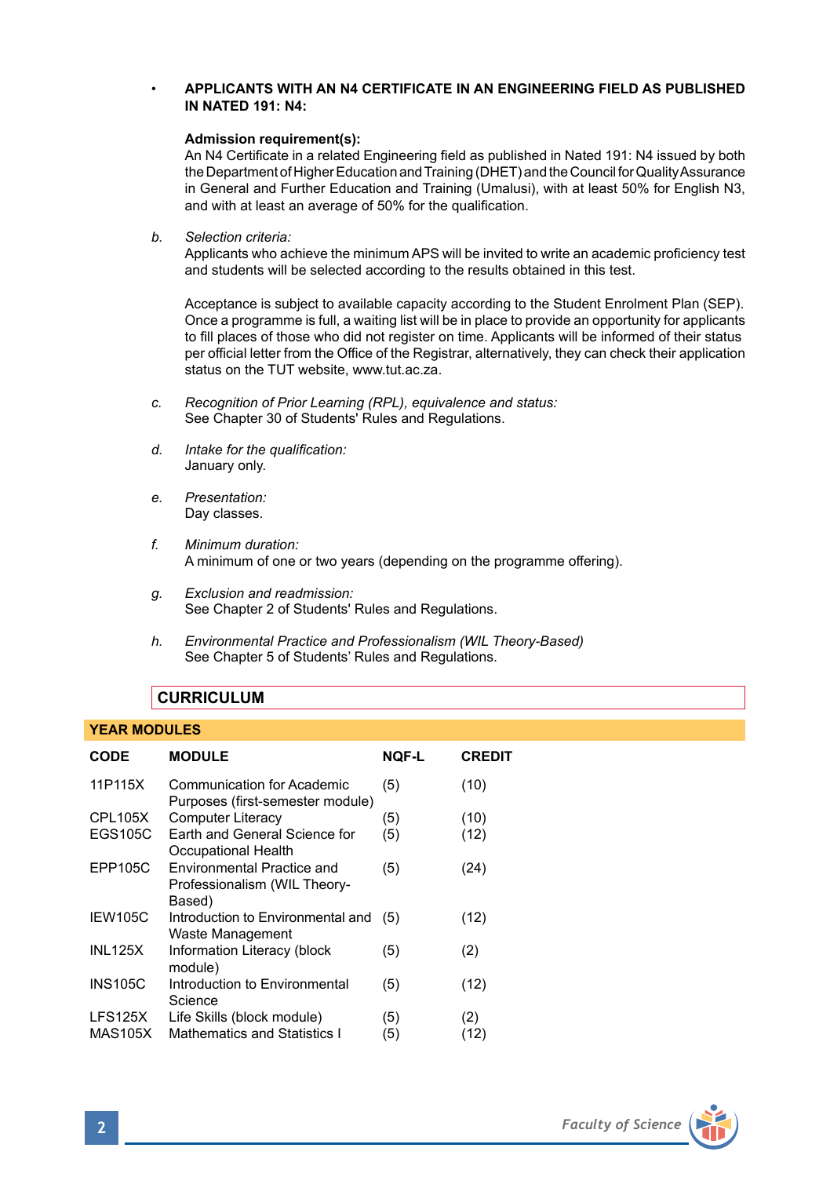- **APPLICANTS WITH AN N4 CERTIFICATE IN AN ENGINEERING FIELD AS PUBLISHED IN NATED 191: N4:**

  **Admission requirement(s):**
  An N4 Certificate in a related Engineering field as published in Nated 191: N4 issued by both the Department of Higher Education and Training (DHET) and the Council for Quality Assurance in General and Further Education and Training (Umalusi), with at least 50% for English N3, and with at least an average of 50% for the qualification.

b. *Selection criteria:*
Applicants who achieve the minimum APS will be invited to write an academic proficiency test and students will be selected according to the results obtained in this test.

Acceptance is subject to available capacity according to the Student Enrolment Plan (SEP). Once a programme is full, a waiting list will be in place to provide an opportunity for applicants to fill places of those who did not register on time. Applicants will be informed of their status per official letter from the Office of the Registrar, alternatively, they can check their application status on the TUT website, www.tut.ac.za.

c. *Recognition of Prior Learning (RPL), equivalence and status:*
See Chapter 30 of Students' Rules and Regulations.

d. *Intake for the qualification:*
January only.

e. *Presentation:*
Day classes.

f. *Minimum duration:*
A minimum of one or two years (depending on the programme offering).

g. *Exclusion and readmission:*
See Chapter 2 of Students' Rules and Regulations.

h. *Environmental Practice and Professionalism (WIL Theory-Based)*
See Chapter 5 of Students' Rules and Regulations.

## CURRICULUM

### YEAR MODULES

| CODE | MODULE | NQF-L | CREDIT |
|---|---|---|---|
| 11P115X | Communication for Academic Purposes (first-semester module) | (5) | (10) |
| CPL105X | Computer Literacy | (5) | (10) |
| EGS105C | Earth and General Science for Occupational Health | (5) | (12) |
| EPP105C | Environmental Practice and Professionalism (WIL Theory-Based) | (5) | (24) |
| IEW105C | Introduction to Environmental and Waste Management | (5) | (12) |
| INL125X | Information Literacy (block module) | (5) | (2) |
| INS105C | Introduction to Environmental Science | (5) | (12) |
| LFS125X | Life Skills (block module) | (5) | (2) |
| MAS105X | Mathematics and Statistics I | (5) | (12) |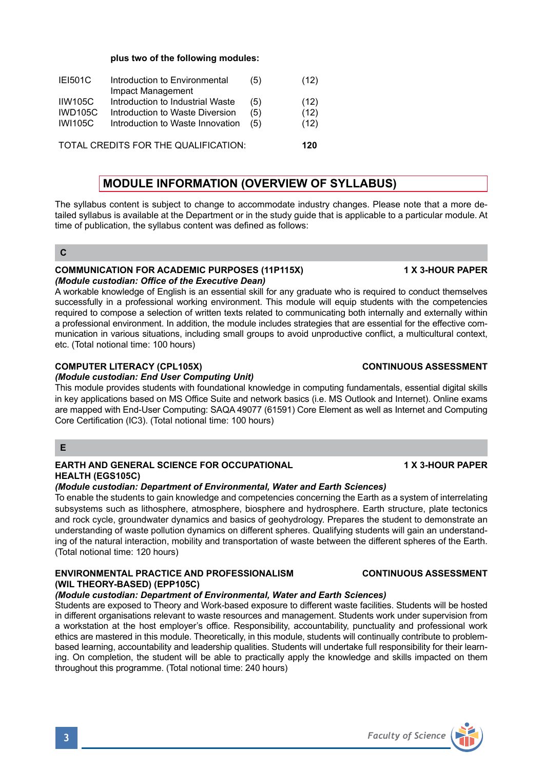**plus two of the following modules:**

| | | | |
|---|---|---|---|
| IEI501C | Introduction to Environmental Impact Management | (5) | (12) |
| IIW105C | Introduction to Industrial Waste | (5) | (12) |
| IWD105C | Introduction to Waste Diversion | (5) | (12) |
| IWI105C | Introduction to Waste Innovation | (5) | (12) |

TOTAL CREDITS FOR THE QUALIFICATION: **120**

## MODULE INFORMATION (OVERVIEW OF SYLLABUS)

The syllabus content is subject to change to accommodate industry changes. Please note that a more detailed syllabus is available at the Department or in the study guide that is applicable to a particular module. At time of publication, the syllabus content was defined as follows:

### C

**COMMUNICATION FOR ACADEMIC PURPOSES (11P115X) — 1 X 3-HOUR PAPER**
***(Module custodian: Office of the Executive Dean)***
A workable knowledge of English is an essential skill for any graduate who is required to conduct themselves successfully in a professional working environment. This module will equip students with the competencies required to compose a selection of written texts related to communicating both internally and externally within a professional environment. In addition, the module includes strategies that are essential for the effective communication in various situations, including small groups to avoid unproductive conflict, a multicultural context, etc. (Total notional time: 100 hours)

**COMPUTER LITERACY (CPL105X) — CONTINUOUS ASSESSMENT**
***(Module custodian: End User Computing Unit)***
This module provides students with foundational knowledge in computing fundamentals, essential digital skills in key applications based on MS Office Suite and network basics (i.e. MS Outlook and Internet). Online exams are mapped with End-User Computing: SAQA 49077 (61591) Core Element as well as Internet and Computing Core Certification (IC3). (Total notional time: 100 hours)

### E

**EARTH AND GENERAL SCIENCE FOR OCCUPATIONAL HEALTH (EGS105C) — 1 X 3-HOUR PAPER**
***(Module custodian: Department of Environmental, Water and Earth Sciences)***
To enable the students to gain knowledge and competencies concerning the Earth as a system of interrelating subsystems such as lithosphere, atmosphere, biosphere and hydrosphere. Earth structure, plate tectonics and rock cycle, groundwater dynamics and basics of geohydrology. Prepares the student to demonstrate an understanding of waste pollution dynamics on different spheres. Qualifying students will gain an understanding of the natural interaction, mobility and transportation of waste between the different spheres of the Earth. (Total notional time: 120 hours)

**ENVIRONMENTAL PRACTICE AND PROFESSIONALISM (WIL THEORY-BASED) (EPP105C) — CONTINUOUS ASSESSMENT**
***(Module custodian: Department of Environmental, Water and Earth Sciences)***
Students are exposed to Theory and Work-based exposure to different waste facilities. Students will be hosted in different organisations relevant to waste resources and management. Students work under supervision from a workstation at the host employer's office. Responsibility, accountability, punctuality and professional work ethics are mastered in this module. Theoretically, in this module, students will continually contribute to problem-based learning, accountability and leadership qualities. Students will undertake full responsibility for their learning. On completion, the student will be able to practically apply the knowledge and skills impacted on them throughout this programme. (Total notional time: 240 hours)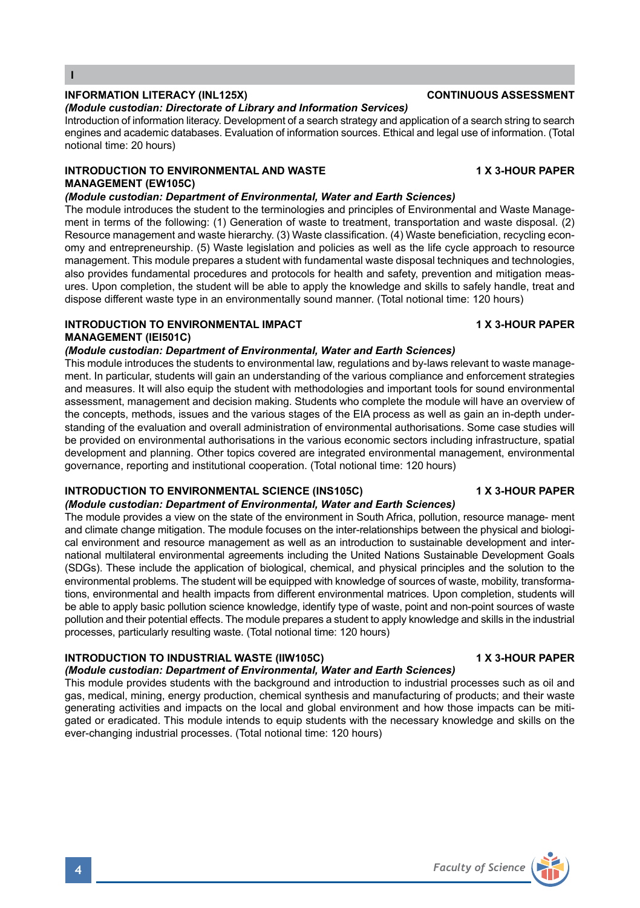## I

**INFORMATION LITERACY (INL125X)** **CONTINUOUS ASSESSMENT**

***(Module custodian: Directorate of Library and Information Services)***

Introduction of information literacy. Development of a search strategy and application of a search string to search engines and academic databases. Evaluation of information sources. Ethical and legal use of information. (Total notional time: 20 hours)

**INTRODUCTION TO ENVIRONMENTAL AND WASTE MANAGEMENT (EW105C)** **1 X 3-HOUR PAPER**

***(Module custodian: Department of Environmental, Water and Earth Sciences)***

The module introduces the student to the terminologies and principles of Environmental and Waste Management in terms of the following: (1) Generation of waste to treatment, transportation and waste disposal. (2) Resource management and waste hierarchy. (3) Waste classification. (4) Waste beneficiation, recycling economy and entrepreneurship. (5) Waste legislation and policies as well as the life cycle approach to resource management. This module prepares a student with fundamental waste disposal techniques and technologies, also provides fundamental procedures and protocols for health and safety, prevention and mitigation measures. Upon completion, the student will be able to apply the knowledge and skills to safely handle, treat and dispose different waste type in an environmentally sound manner. (Total notional time: 120 hours)

**INTRODUCTION TO ENVIRONMENTAL IMPACT MANAGEMENT (IEI501C)** **1 X 3-HOUR PAPER**

***(Module custodian: Department of Environmental, Water and Earth Sciences)***

This module introduces the students to environmental law, regulations and by-laws relevant to waste management. In particular, students will gain an understanding of the various compliance and enforcement strategies and measures. It will also equip the student with methodologies and important tools for sound environmental assessment, management and decision making. Students who complete the module will have an overview of the concepts, methods, issues and the various stages of the EIA process as well as gain an in-depth understanding of the evaluation and overall administration of environmental authorisations. Some case studies will be provided on environmental authorisations in the various economic sectors including infrastructure, spatial development and planning. Other topics covered are integrated environmental management, environmental governance, reporting and institutional cooperation. (Total notional time: 120 hours)

**INTRODUCTION TO ENVIRONMENTAL SCIENCE (INS105C)** **1 X 3-HOUR PAPER**

***(Module custodian: Department of Environmental, Water and Earth Sciences)***

The module provides a view on the state of the environment in South Africa, pollution, resource manage- ment and climate change mitigation. The module focuses on the inter-relationships between the physical and biological environment and resource management as well as an introduction to sustainable development and international multilateral environmental agreements including the United Nations Sustainable Development Goals (SDGs). These include the application of biological, chemical, and physical principles and the solution to the environmental problems. The student will be equipped with knowledge of sources of waste, mobility, transformations, environmental and health impacts from different environmental matrices. Upon completion, students will be able to apply basic pollution science knowledge, identify type of waste, point and non-point sources of waste pollution and their potential effects. The module prepares a student to apply knowledge and skills in the industrial processes, particularly resulting waste. (Total notional time: 120 hours)

**INTRODUCTION TO INDUSTRIAL WASTE (IIW105C)** **1 X 3-HOUR PAPER**

***(Module custodian: Department of Environmental, Water and Earth Sciences)***

This module provides students with the background and introduction to industrial processes such as oil and gas, medical, mining, energy production, chemical synthesis and manufacturing of products; and their waste generating activities and impacts on the local and global environment and how those impacts can be mitigated or eradicated. This module intends to equip students with the necessary knowledge and skills on the ever-changing industrial processes. (Total notional time: 120 hours)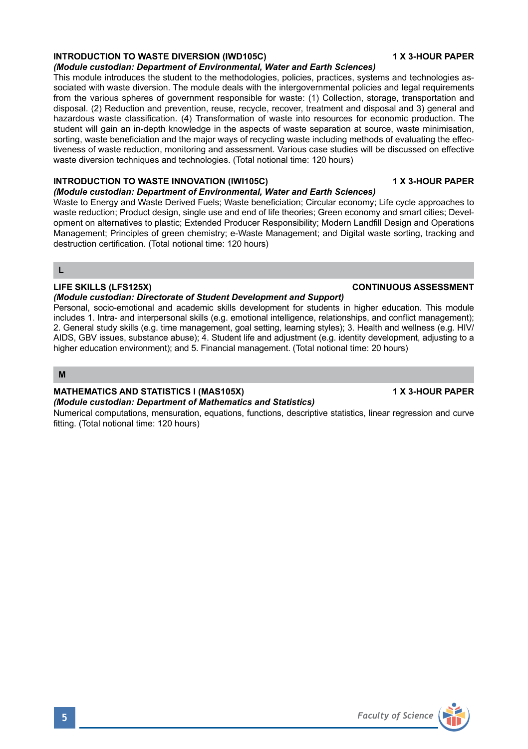**INTRODUCTION TO WASTE DIVERSION (IWD105C)** **1 X 3-HOUR PAPER**

*(Module custodian: Department of Environmental, Water and Earth Sciences)*

This module introduces the student to the methodologies, policies, practices, systems and technologies associated with waste diversion. The module deals with the intergovernmental policies and legal requirements from the various spheres of government responsible for waste: (1) Collection, storage, transportation and disposal. (2) Reduction and prevention, reuse, recycle, recover, treatment and disposal and 3) general and hazardous waste classification. (4) Transformation of waste into resources for economic production. The student will gain an in-depth knowledge in the aspects of waste separation at source, waste minimisation, sorting, waste beneficiation and the major ways of recycling waste including methods of evaluating the effectiveness of waste reduction, monitoring and assessment. Various case studies will be discussed on effective waste diversion techniques and technologies. (Total notional time: 120 hours)

**INTRODUCTION TO WASTE INNOVATION (IWI105C)** **1 X 3-HOUR PAPER**

*(Module custodian: Department of Environmental, Water and Earth Sciences)*

Waste to Energy and Waste Derived Fuels; Waste beneficiation; Circular economy; Life cycle approaches to waste reduction; Product design, single use and end of life theories; Green economy and smart cities; Development on alternatives to plastic; Extended Producer Responsibility; Modern Landfill Design and Operations Management; Principles of green chemistry; e-Waste Management; and Digital waste sorting, tracking and destruction certification. (Total notional time: 120 hours)

## L

**LIFE SKILLS (LFS125X)** **CONTINUOUS ASSESSMENT**

*(Module custodian: Directorate of Student Development and Support)*

Personal, socio-emotional and academic skills development for students in higher education. This module includes 1. Intra- and interpersonal skills (e.g. emotional intelligence, relationships, and conflict management); 2. General study skills (e.g. time management, goal setting, learning styles); 3. Health and wellness (e.g. HIV/AIDS, GBV issues, substance abuse); 4. Student life and adjustment (e.g. identity development, adjusting to a higher education environment); and 5. Financial management. (Total notional time: 20 hours)

## M

**MATHEMATICS AND STATISTICS I (MAS105X)** **1 X 3-HOUR PAPER**

*(Module custodian: Department of Mathematics and Statistics)*

Numerical computations, mensuration, equations, functions, descriptive statistics, linear regression and curve fitting. (Total notional time: 120 hours)